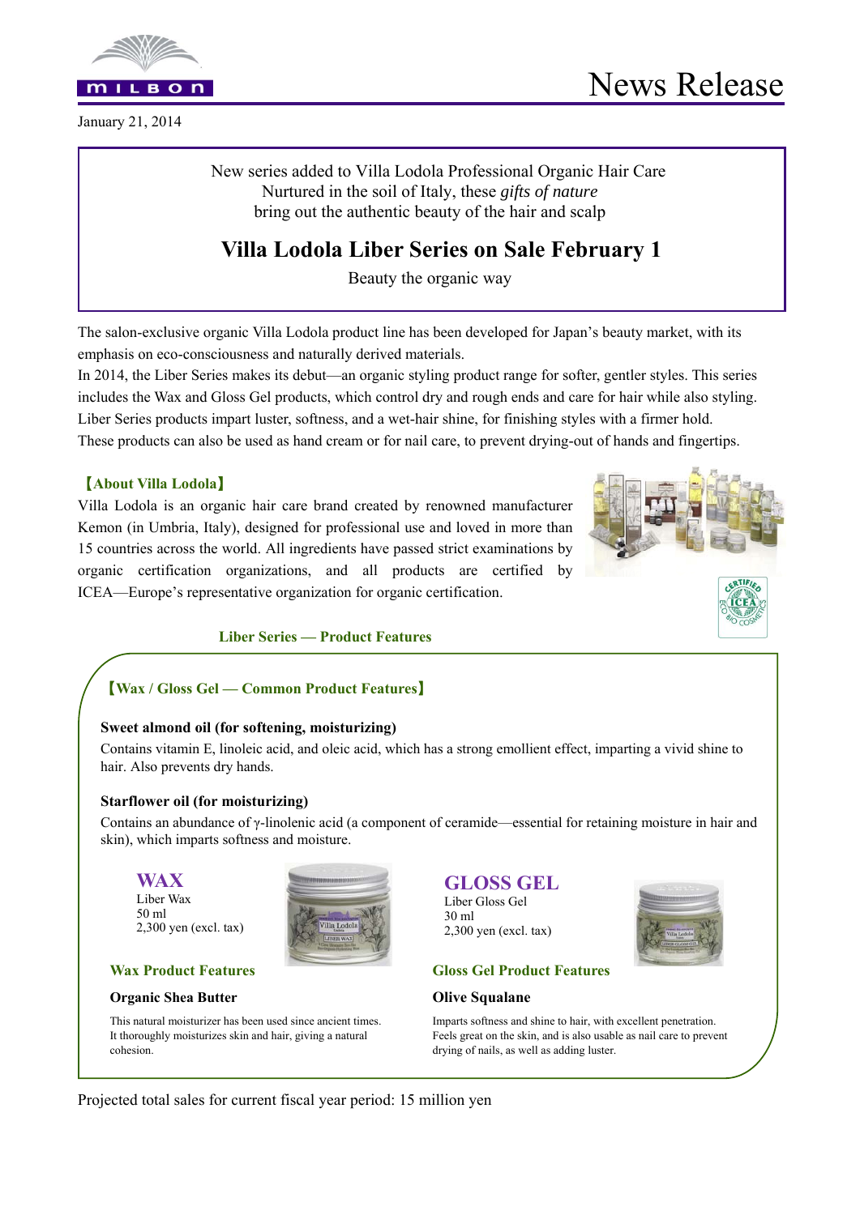# News Release

January 21, 2014

New series added to Villa Lodola Professional Organic Hair Care
Nurtured in the soil of Italy, these *gifts of nature*
bring out the authentic beauty of the hair and scalp

## Villa Lodola Liber Series on Sale February 1

Beauty the organic way

The salon-exclusive organic Villa Lodola product line has been developed for Japan's beauty market, with its emphasis on eco-consciousness and naturally derived materials.
In 2014, the Liber Series makes its debut—an organic styling product range for softer, gentler styles. This series includes the Wax and Gloss Gel products, which control dry and rough ends and care for hair while also styling. Liber Series products impart luster, softness, and a wet-hair shine, for finishing styles with a firmer hold.
These products can also be used as hand cream or for nail care, to prevent drying-out of hands and fingertips.

### 【About Villa Lodola】

Villa Lodola is an organic hair care brand created by renowned manufacturer Kemon (in Umbria, Italy), designed for professional use and loved in more than 15 countries across the world. All ingredients have passed strict examinations by organic certification organizations, and all products are certified by ICEA—Europe's representative organization for organic certification.

### Liber Series — Product Features

#### 【Wax / Gloss Gel — Common Product Features】

**Sweet almond oil (for softening, moisturizing)**
Contains vitamin E, linoleic acid, and oleic acid, which has a strong emollient effect, imparting a vivid shine to hair. Also prevents dry hands.

**Starflower oil (for moisturizing)**
Contains an abundance of γ-linolenic acid (a component of ceramide—essential for retaining moisture in hair and skin), which imparts softness and moisture.

#### WAX

Liber Wax
50 ml
2,300 yen (excl. tax)

**Wax Product Features**

**Organic Shea Butter**

This natural moisturizer has been used since ancient times. It thoroughly moisturizes skin and hair, giving a natural cohesion.

#### GLOSS GEL

Liber Gloss Gel
30 ml
2,300 yen (excl. tax)

**Gloss Gel Product Features**

**Olive Squalane**

Imparts softness and shine to hair, with excellent penetration. Feels great on the skin, and is also usable as nail care to prevent drying of nails, as well as adding luster.

Projected total sales for current fiscal year period: 15 million yen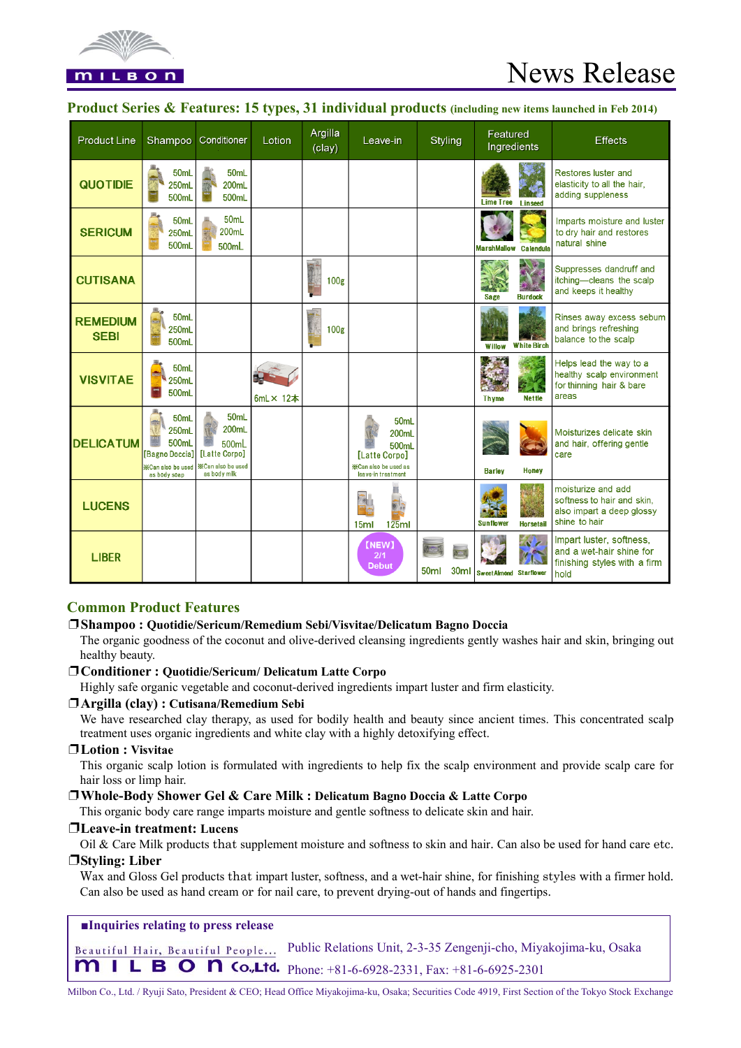## Product Series & Features: 15 types, 31 individual products (including new items launched in Feb 2014)

| Product Line | Shampoo | Conditioner | Lotion | Argilla (clay) | Leave-in | Styling | Featured Ingredients | Effects |
|---|---|---|---|---|---|---|---|---|
| QUOTIDIE | 50mL 250mL 500mL | 50mL 200mL 500mL | | | | | Lime Tree, Linseed | Restores luster and elasticity to all the hair, adding suppleness |
| SERICUM | 50mL 250mL 500mL | 50mL 200mL 500mL | | | | | MarshMallow, Calendula | Imparts moisture and luster to dry hair and restores natural shine |
| CUTISANA | | | | 100g | | | Sage, Burdock | Suppresses dandruff and itching—cleans the scalp and keeps it healthy |
| REMEDIUM SEBI | 50mL 250mL 500mL | | | 100g | | | Willow, White Birch | Rinses away excess sebum and brings refreshing balance to the scalp |
| VISVITAE | 50mL 250mL 500mL | | 6mL× 12本 | | | | Thyme, Nettle | Helps lead the way to a healthy scalp environment for thinning hair & bare areas |
| DELICATUM | 50mL 250mL 500mL [Bagno Doccia] ※Can also be used as body soap | 50mL 200mL 500mL [Latte Corpo] ※Can also be used as body milk | | | 50mL 200mL 500mL [Latte Corpo] ※Can also be used as leave-in treatment | | Barley, Honey | Moisturizes delicate skin and hair, offering gentle care |
| LUCENS | | | | | 15ml 125ml | | Sunflower, Horsetail | moisturize and add softness to hair and skin, also impart a deep glossy shine to hair |
| LIBER | | | | | 【NEW】 2/1 Debut | 50ml 30ml | Sweet Almond, Starflower | Impart luster, softness, and a wet-hair shine for finishing styles with a firm hold |

## Common Product Features

❒ **Shampoo : Quotidie/Sericum/Remedium Sebi/Visvitae/Delicatum Bagno Doccia**
The organic goodness of the coconut and olive-derived cleansing ingredients gently washes hair and skin, bringing out healthy beauty.

❒ **Conditioner : Quotidie/Sericum/ Delicatum Latte Corpo**
Highly safe organic vegetable and coconut-derived ingredients impart luster and firm elasticity.

❒ **Argilla (clay) : Cutisana/Remedium Sebi**
We have researched clay therapy, as used for bodily health and beauty since ancient times. This concentrated scalp treatment uses organic ingredients and white clay with a highly detoxifying effect.

❒ **Lotion : Visvitae**
This organic scalp lotion is formulated with ingredients to help fix the scalp environment and provide scalp care for hair loss or limp hair.

❒ **Whole-Body Shower Gel & Care Milk : Delicatum Bagno Doccia & Latte Corpo**
This organic body care range imparts moisture and gentle softness to delicate skin and hair.

❒ **Leave-in treatment: Lucens**
Oil & Care Milk products that supplement moisture and softness to skin and hair. Can also be used for hand care etc.

❒ **Styling: Liber**
Wax and Gloss Gel products that impart luster, softness, and a wet-hair shine, for finishing styles with a firmer hold. Can also be used as hand cream or for nail care, to prevent drying-out of hands and fingertips.

**■Inquiries relating to press release**

Beautiful Hair, Beautiful People...
MILBON Co.,Ltd.
Public Relations Unit, 2-3-35 Zengenji-cho, Miyakojima-ku, Osaka
Phone: +81-6-6928-2331, Fax: +81-6-6925-2301

Milbon Co., Ltd. / Ryuji Sato, President & CEO; Head Office Miyakojima-ku, Osaka; Securities Code 4919, First Section of the Tokyo Stock Exchange